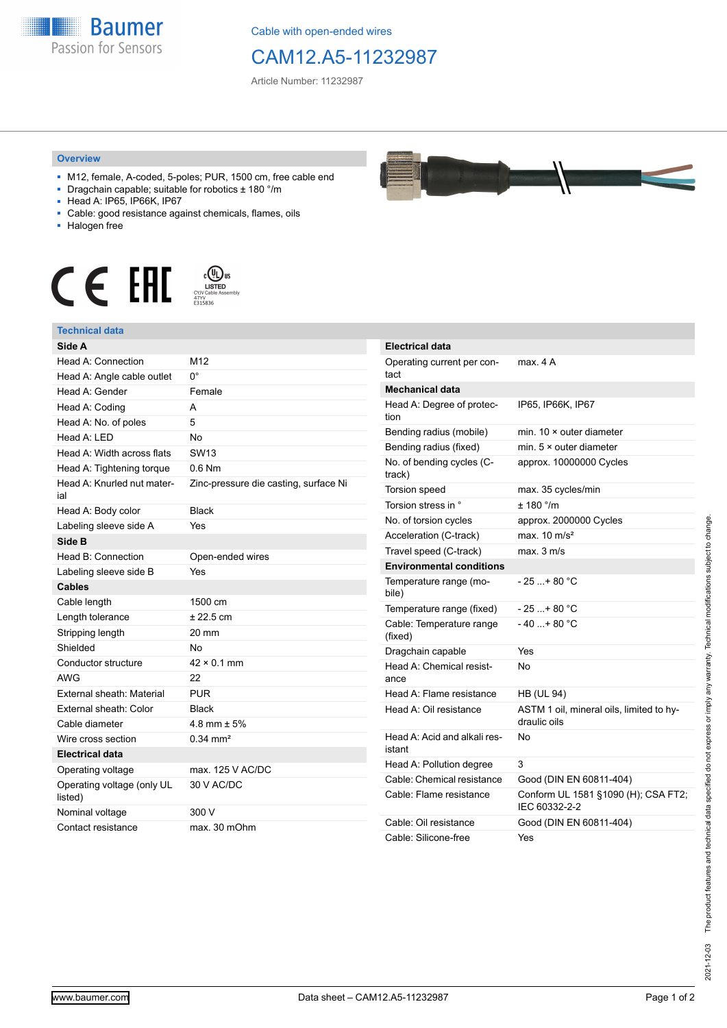Cable with open-ended wires

# CAM12.A5-11232987

Article Number: 11232987

## Overview

- M12, female, A-coded, 5-poles; PUR, 1500 cm, free cable end
- Dragchain capable; suitable for robotics ± 180 °/m
- Head A: IP65, IP66K, IP67
- Cable: good resistance against chemicals, flames, oils
- Halogen free

LISTED CYJV Cable Assembly 47YV E315836

## Technical data

| Side A | |
|---|---|
| Head A: Connection | M12 |
| Head A: Angle cable outlet | 0° |
| Head A: Gender | Female |
| Head A: Coding | A |
| Head A: No. of poles | 5 |
| Head A: LED | No |
| Head A: Width across flats | SW13 |
| Head A: Tightening torque | 0.6 Nm |
| Head A: Knurled nut material | Zinc-pressure die casting, surface Ni |
| Head A: Body color | Black |
| Labeling sleeve side A | Yes |
| **Side B** | |
| Head B: Connection | Open-ended wires |
| Labeling sleeve side B | Yes |
| **Cables** | |
| Cable length | 1500 cm |
| Length tolerance | ± 22.5 cm |
| Stripping length | 20 mm |
| Shielded | No |
| Conductor structure | 42 × 0.1 mm |
| AWG | 22 |
| External sheath: Material | PUR |
| External sheath: Color | Black |
| Cable diameter | 4.8 mm ± 5% |
| Wire cross section | 0.34 mm² |
| **Electrical data** | |
| Operating voltage | max. 125 V AC/DC |
| Operating voltage (only UL listed) | 30 V AC/DC |
| Nominal voltage | 300 V |
| Contact resistance | max. 30 mOhm |

| Electrical data | |
|---|---|
| Operating current per contact | max. 4 A |
| **Mechanical data** | |
| Head A: Degree of protection | IP65, IP66K, IP67 |
| Bending radius (mobile) | min. 10 × outer diameter |
| Bending radius (fixed) | min. 5 × outer diameter |
| No. of bending cycles (C-track) | approx. 10000000 Cycles |
| Torsion speed | max. 35 cycles/min |
| Torsion stress in ° | ± 180 °/m |
| No. of torsion cycles | approx. 2000000 Cycles |
| Acceleration (C-track) | max. 10 m/s² |
| Travel speed (C-track) | max. 3 m/s |
| **Environmental conditions** | |
| Temperature range (mobile) | - 25 ...+ 80 °C |
| Temperature range (fixed) | - 25 ...+ 80 °C |
| Cable: Temperature range (fixed) | - 40 ...+ 80 °C |
| Dragchain capable | Yes |
| Head A: Chemical resistance | No |
| Head A: Flame resistance | HB (UL 94) |
| Head A: Oil resistance | ASTM 1 oil, mineral oils, limited to hydraulic oils |
| Head A: Acid and alkali resistant | No |
| Head A: Pollution degree | 3 |
| Cable: Chemical resistance | Good (DIN EN 60811-404) |
| Cable: Flame resistance | Conform UL 1581 §1090 (H); CSA FT2; IEC 60332-2-2 |
| Cable: Oil resistance | Good (DIN EN 60811-404) |
| Cable: Silicone-free | Yes |

2021-12-03 The product features and technical data specified do not express or imply any warranty. Technical modifications subject to change.

www.baumer.com Data sheet – CAM12.A5-11232987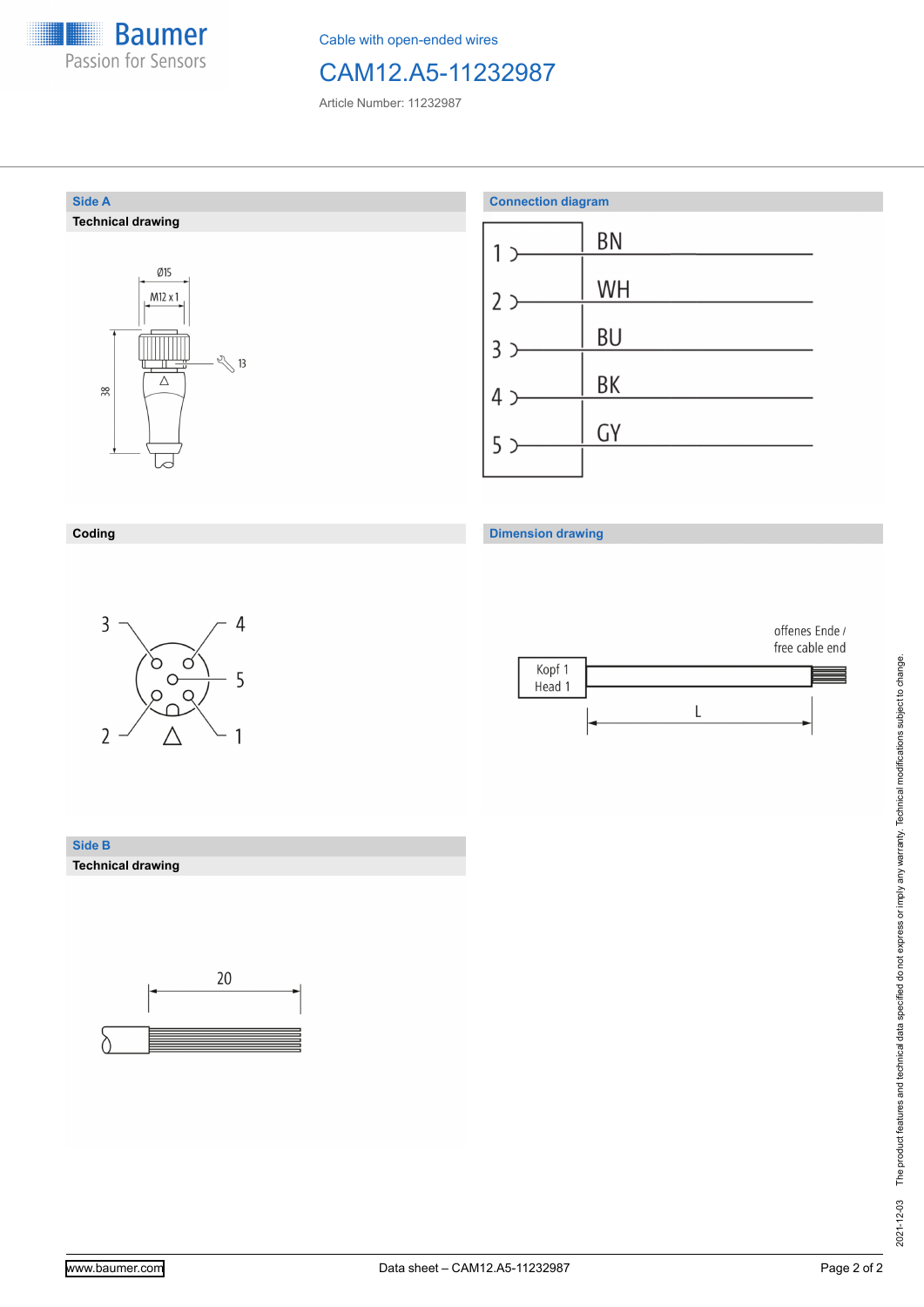Cable with open-ended wires

# CAM12.A5-11232987

Article Number: 11232987

## Side A

### Technical drawing

Ø15

M12 x 1

38

13

## Connection diagram

1 BN

2 WH

3 BU

4 BK

5 GY

### Coding

3 4

5

2 1

## Dimension drawing

Kopf 1
Head 1

offenes Ende /
free cable end

L

## Side B

### Technical drawing

20

The product features and technical data specified do not express or imply any warranty. Technical modifications subject to change.

2021-12-03

www.baumer.com

Data sheet – CAM12.A5-11232987